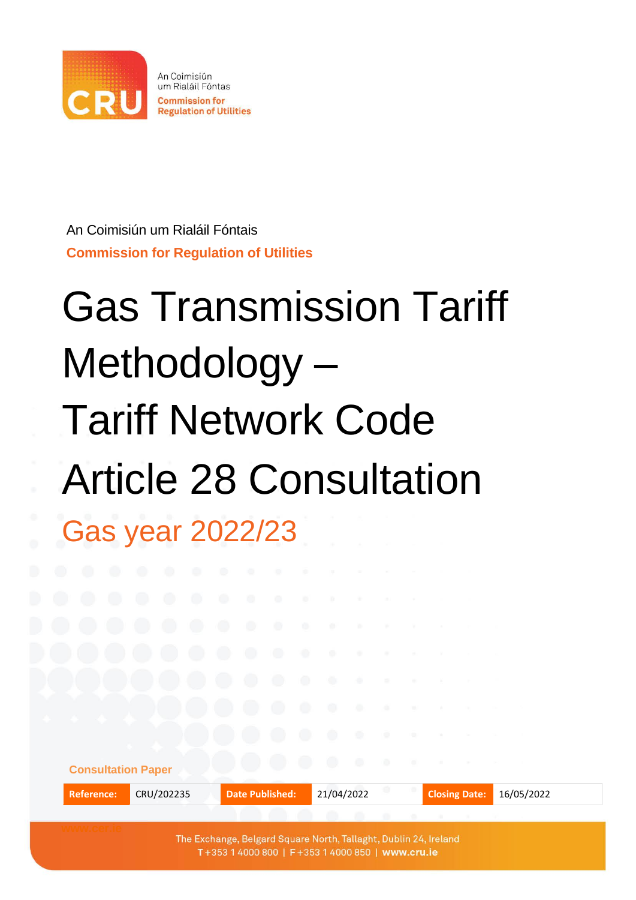An Coimisiún um Rialáil Fóntais

**Commission for Regulation of Utilities**

# Gas Transmission Tariff Methodology – Tariff Network Code Article 28 Consultation

## Gas year 2022/23

**Consultation Paper**

| Reference: | CRU/202235 | Date Published: | 21/04/2022 | Closing Date: | 16/05/2022 |
|---|---|---|---|---|---|

The Exchange, Belgard Square North, Tallaght, Dublin 24, Ireland
T +353 1 4000 800 | F +353 1 4000 850 | www.cru.ie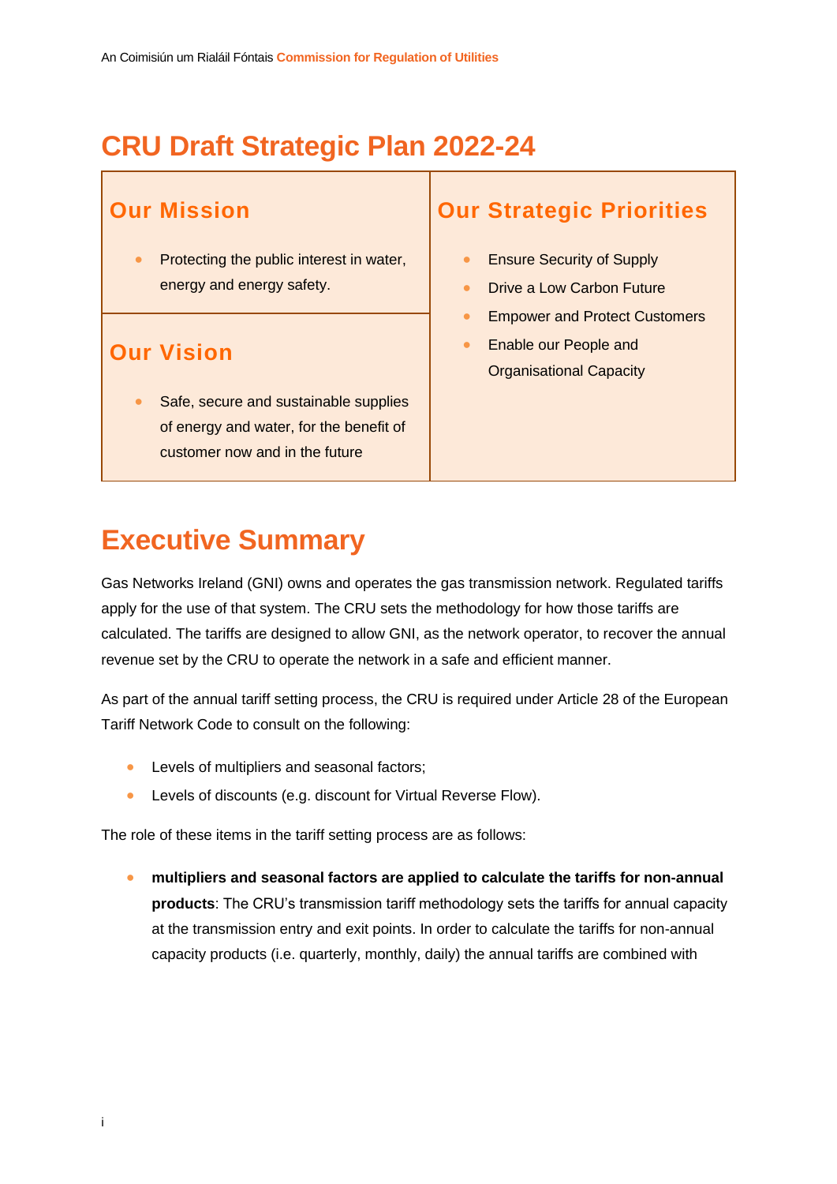## CRU Draft Strategic Plan 2022-24

| Our Mission | Our Strategic Priorities |
| --- | --- |
| • Protecting the public interest in water, energy and energy safety. | • Ensure Security of Supply<br>• Drive a Low Carbon Future<br>• Empower and Protect Customers<br>• Enable our People and Organisational Capacity |
| **Our Vision** | |
| • Safe, secure and sustainable supplies of energy and water, for the benefit of customer now and in the future | |

# Executive Summary

Gas Networks Ireland (GNI) owns and operates the gas transmission network. Regulated tariffs apply for the use of that system. The CRU sets the methodology for how those tariffs are calculated. The tariffs are designed to allow GNI, as the network operator, to recover the annual revenue set by the CRU to operate the network in a safe and efficient manner.

As part of the annual tariff setting process, the CRU is required under Article 28 of the European Tariff Network Code to consult on the following:

- Levels of multipliers and seasonal factors;
- Levels of discounts (e.g. discount for Virtual Reverse Flow).

The role of these items in the tariff setting process are as follows:

- **multipliers and seasonal factors are applied to calculate the tariffs for non-annual products**: The CRU's transmission tariff methodology sets the tariffs for annual capacity at the transmission entry and exit points. In order to calculate the tariffs for non-annual capacity products (i.e. quarterly, monthly, daily) the annual tariffs are combined with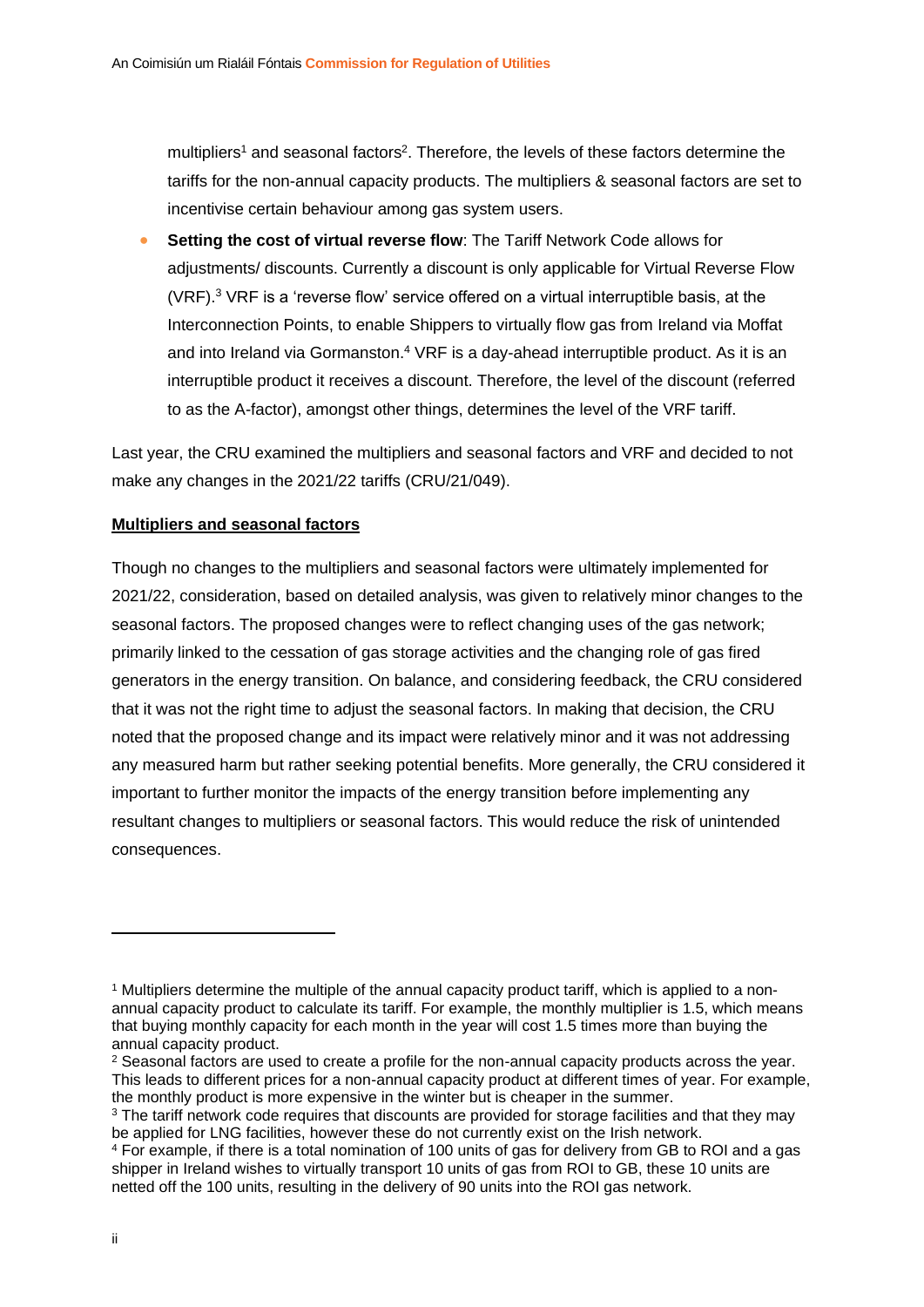multipliers[1] and seasonal factors[2]. Therefore, the levels of these factors determine the tariffs for the non-annual capacity products. The multipliers & seasonal factors are set to incentivise certain behaviour among gas system users.

- **Setting the cost of virtual reverse flow**: The Tariff Network Code allows for adjustments/ discounts. Currently a discount is only applicable for Virtual Reverse Flow (VRF).[3] VRF is a 'reverse flow' service offered on a virtual interruptible basis, at the Interconnection Points, to enable Shippers to virtually flow gas from Ireland via Moffat and into Ireland via Gormanston.[4] VRF is a day-ahead interruptible product. As it is an interruptible product it receives a discount. Therefore, the level of the discount (referred to as the A-factor), amongst other things, determines the level of the VRF tariff.

Last year, the CRU examined the multipliers and seasonal factors and VRF and decided to not make any changes in the 2021/22 tariffs (CRU/21/049).

**Multipliers and seasonal factors**

Though no changes to the multipliers and seasonal factors were ultimately implemented for 2021/22, consideration, based on detailed analysis, was given to relatively minor changes to the seasonal factors. The proposed changes were to reflect changing uses of the gas network; primarily linked to the cessation of gas storage activities and the changing role of gas fired generators in the energy transition. On balance, and considering feedback, the CRU considered that it was not the right time to adjust the seasonal factors. In making that decision, the CRU noted that the proposed change and its impact were relatively minor and it was not addressing any measured harm but rather seeking potential benefits. More generally, the CRU considered it important to further monitor the impacts of the energy transition before implementing any resultant changes to multipliers or seasonal factors. This would reduce the risk of unintended consequences.

---

[1] Multipliers determine the multiple of the annual capacity product tariff, which is applied to a non-annual capacity product to calculate its tariff. For example, the monthly multiplier is 1.5, which means that buying monthly capacity for each month in the year will cost 1.5 times more than buying the annual capacity product.

[2] Seasonal factors are used to create a profile for the non-annual capacity products across the year. This leads to different prices for a non-annual capacity product at different times of year. For example, the monthly product is more expensive in the winter but is cheaper in the summer.

[3] The tariff network code requires that discounts are provided for storage facilities and that they may be applied for LNG facilities, however these do not currently exist on the Irish network.

[4] For example, if there is a total nomination of 100 units of gas for delivery from GB to ROI and a gas shipper in Ireland wishes to virtually transport 10 units of gas from ROI to GB, these 10 units are netted off the 100 units, resulting in the delivery of 90 units into the ROI gas network.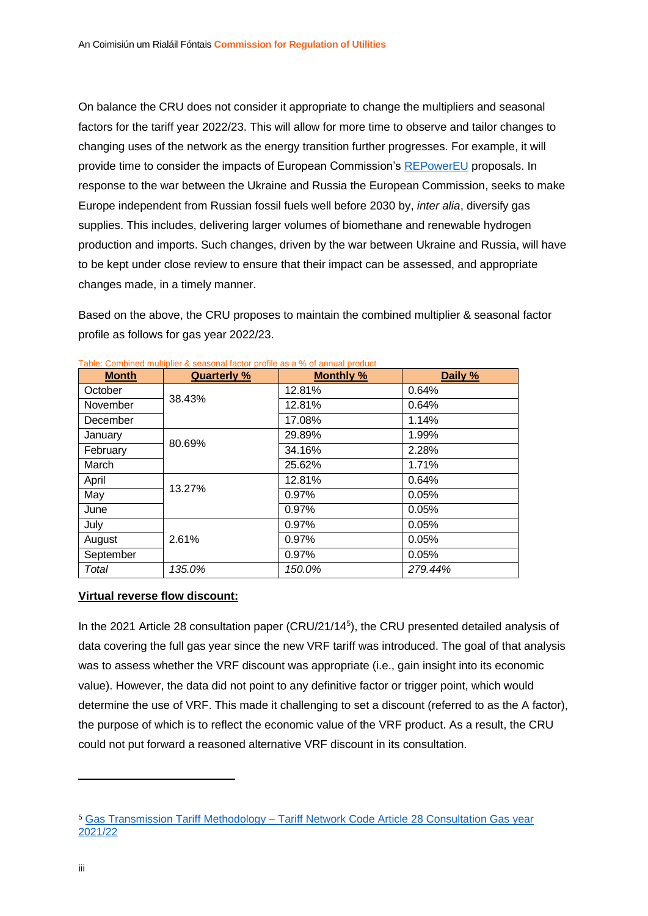On balance the CRU does not consider it appropriate to change the multipliers and seasonal factors for the tariff year 2022/23. This will allow for more time to observe and tailor changes to changing uses of the network as the energy transition further progresses. For example, it will provide time to consider the impacts of European Commission's REPowerEU proposals. In response to the war between the Ukraine and Russia the European Commission, seeks to make Europe independent from Russian fossil fuels well before 2030 by, *inter alia*, diversify gas supplies. This includes, delivering larger volumes of biomethane and renewable hydrogen production and imports. Such changes, driven by the war between Ukraine and Russia, will have to be kept under close review to ensure that their impact can be assessed, and appropriate changes made, in a timely manner.

Based on the above, the CRU proposes to maintain the combined multiplier & seasonal factor profile as follows for gas year 2022/23.

Table: Combined multiplier & seasonal factor profile as a % of annual product

| Month | Quarterly % | Monthly % | Daily % |
|---|---|---|---|
| October | 38.43% | 12.81% | 0.64% |
| November | | 12.81% | 0.64% |
| December | | 17.08% | 1.14% |
| January | 80.69% | 29.89% | 1.99% |
| February | | 34.16% | 2.28% |
| March | | 25.62% | 1.71% |
| April | 13.27% | 12.81% | 0.64% |
| May | | 0.97% | 0.05% |
| June | | 0.97% | 0.05% |
| July | 2.61% | 0.97% | 0.05% |
| August | | 0.97% | 0.05% |
| September | | 0.97% | 0.05% |
| *Total* | *135.0%* | *150.0%* | *279.44%* |

**Virtual reverse flow discount:**

In the 2021 Article 28 consultation paper (CRU/21/14[5]), the CRU presented detailed analysis of data covering the full gas year since the new VRF tariff was introduced. The goal of that analysis was to assess whether the VRF discount was appropriate (i.e., gain insight into its economic value). However, the data did not point to any definitive factor or trigger point, which would determine the use of VRF. This made it challenging to set a discount (referred to as the A factor), the purpose of which is to reflect the economic value of the VRF product. As a result, the CRU could not put forward a reasoned alternative VRF discount in its consultation.

[5] Gas Transmission Tariff Methodology – Tariff Network Code Article 28 Consultation Gas year 2021/22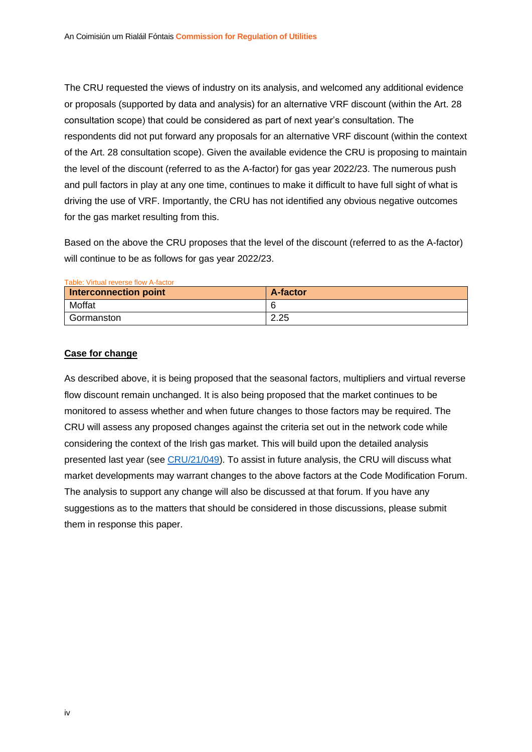The CRU requested the views of industry on its analysis, and welcomed any additional evidence or proposals (supported by data and analysis) for an alternative VRF discount (within the Art. 28 consultation scope) that could be considered as part of next year's consultation. The respondents did not put forward any proposals for an alternative VRF discount (within the context of the Art. 28 consultation scope). Given the available evidence the CRU is proposing to maintain the level of the discount (referred to as the A-factor) for gas year 2022/23. The numerous push and pull factors in play at any one time, continues to make it difficult to have full sight of what is driving the use of VRF. Importantly, the CRU has not identified any obvious negative outcomes for the gas market resulting from this.

Based on the above the CRU proposes that the level of the discount (referred to as the A-factor) will continue to be as follows for gas year 2022/23.

Table: Virtual reverse flow A-factor

| Interconnection point | A-factor |
|---|---|
| Moffat | 6 |
| Gormanston | 2.25 |

**Case for change**

As described above, it is being proposed that the seasonal factors, multipliers and virtual reverse flow discount remain unchanged. It is also being proposed that the market continues to be monitored to assess whether and when future changes to those factors may be required. The CRU will assess any proposed changes against the criteria set out in the network code while considering the context of the Irish gas market. This will build upon the detailed analysis presented last year (see CRU/21/049). To assist in future analysis, the CRU will discuss what market developments may warrant changes to the above factors at the Code Modification Forum. The analysis to support any change will also be discussed at that forum. If you have any suggestions as to the matters that should be considered in those discussions, please submit them in response this paper.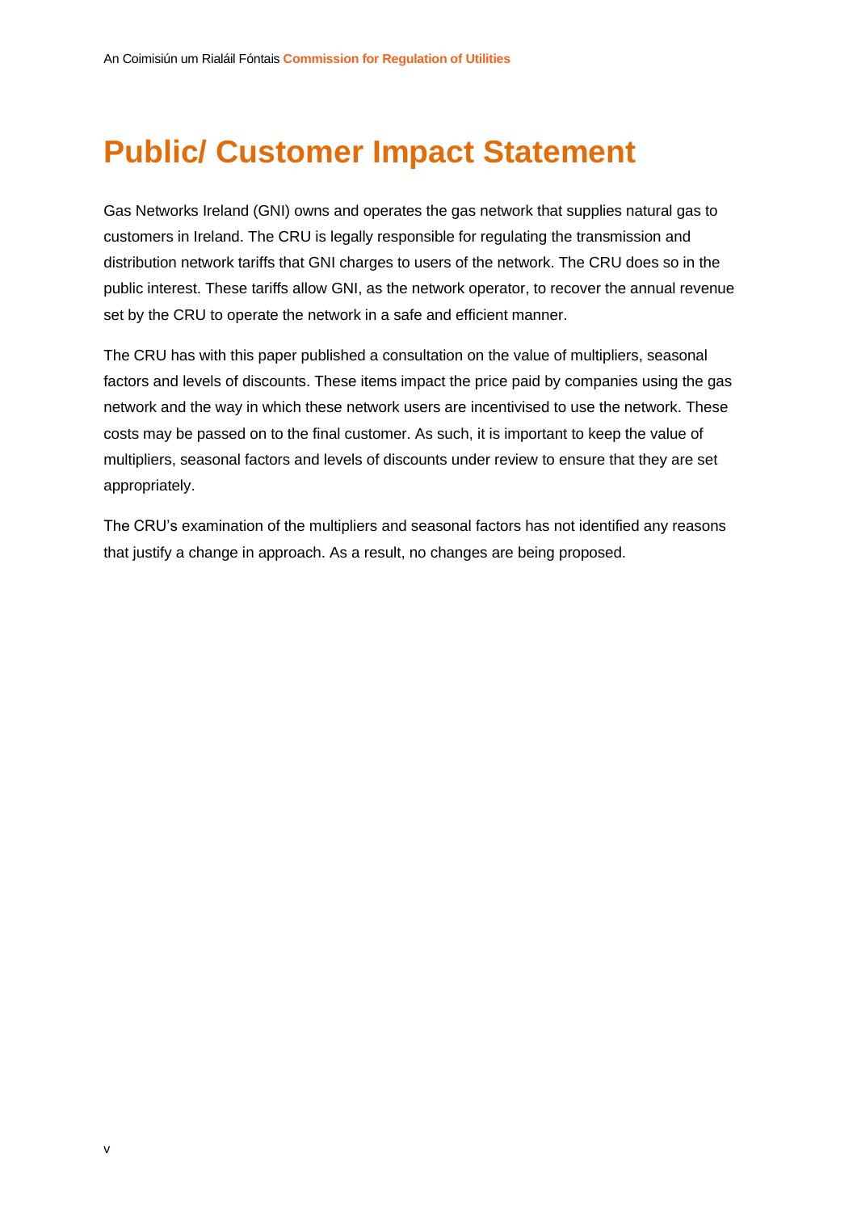# Public/ Customer Impact Statement

Gas Networks Ireland (GNI) owns and operates the gas network that supplies natural gas to customers in Ireland. The CRU is legally responsible for regulating the transmission and distribution network tariffs that GNI charges to users of the network. The CRU does so in the public interest. These tariffs allow GNI, as the network operator, to recover the annual revenue set by the CRU to operate the network in a safe and efficient manner.

The CRU has with this paper published a consultation on the value of multipliers, seasonal factors and levels of discounts. These items impact the price paid by companies using the gas network and the way in which these network users are incentivised to use the network. These costs may be passed on to the final customer. As such, it is important to keep the value of multipliers, seasonal factors and levels of discounts under review to ensure that they are set appropriately.

The CRU's examination of the multipliers and seasonal factors has not identified any reasons that justify a change in approach. As a result, no changes are being proposed.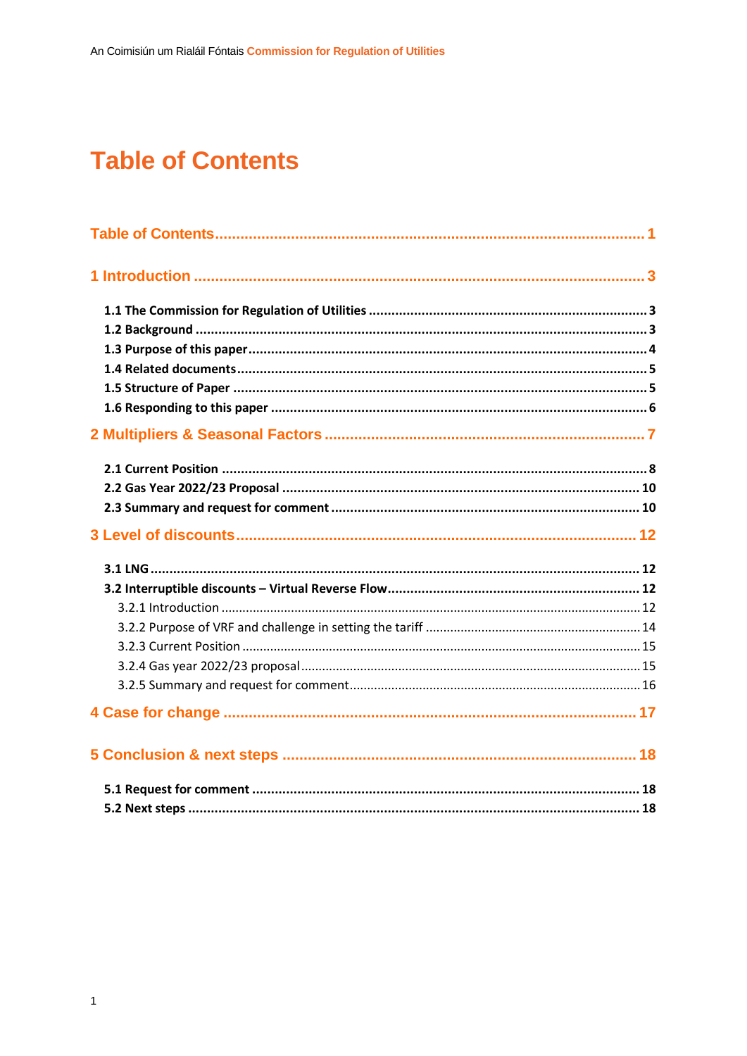# Table of Contents

Table of Contents ........................................................................................................ 1

1 Introduction ................................................................................................................ 3

- **1.1 The Commission for Regulation of Utilities** ........................................................ 3
- **1.2 Background** .......................................................................................................... 3
- **1.3 Purpose of this paper** .......................................................................................... 4
- **1.4 Related documents** .............................................................................................. 5
- **1.5 Structure of Paper** ............................................................................................... 5
- **1.6 Responding to this paper** .................................................................................... 6

2 Multipliers & Seasonal Factors .................................................................................. 7

- **2.1 Current Position** ................................................................................................... 8
- **2.2 Gas Year 2022/23 Proposal** ................................................................................ 10
- **2.3 Summary and request for comment** ................................................................... 10

3 Level of discounts ....................................................................................................... 12

- **3.1 LNG** .................................................................................................................... 12
- **3.2 Interruptible discounts – Virtual Reverse Flow** .................................................. 12
  - 3.2.1 Introduction ...................................................................................................... 12
  - 3.2.2 Purpose of VRF and challenge in setting the tariff ........................................... 14
  - 3.2.3 Current Position ................................................................................................ 15
  - 3.2.4 Gas year 2022/23 proposal ............................................................................... 15
  - 3.2.5 Summary and request for comment ................................................................. 16

4 Case for change .......................................................................................................... 17

5 Conclusion & next steps ............................................................................................. 18

- **5.1 Request for comment** .......................................................................................... 18
- **5.2 Next steps** ............................................................................................................ 18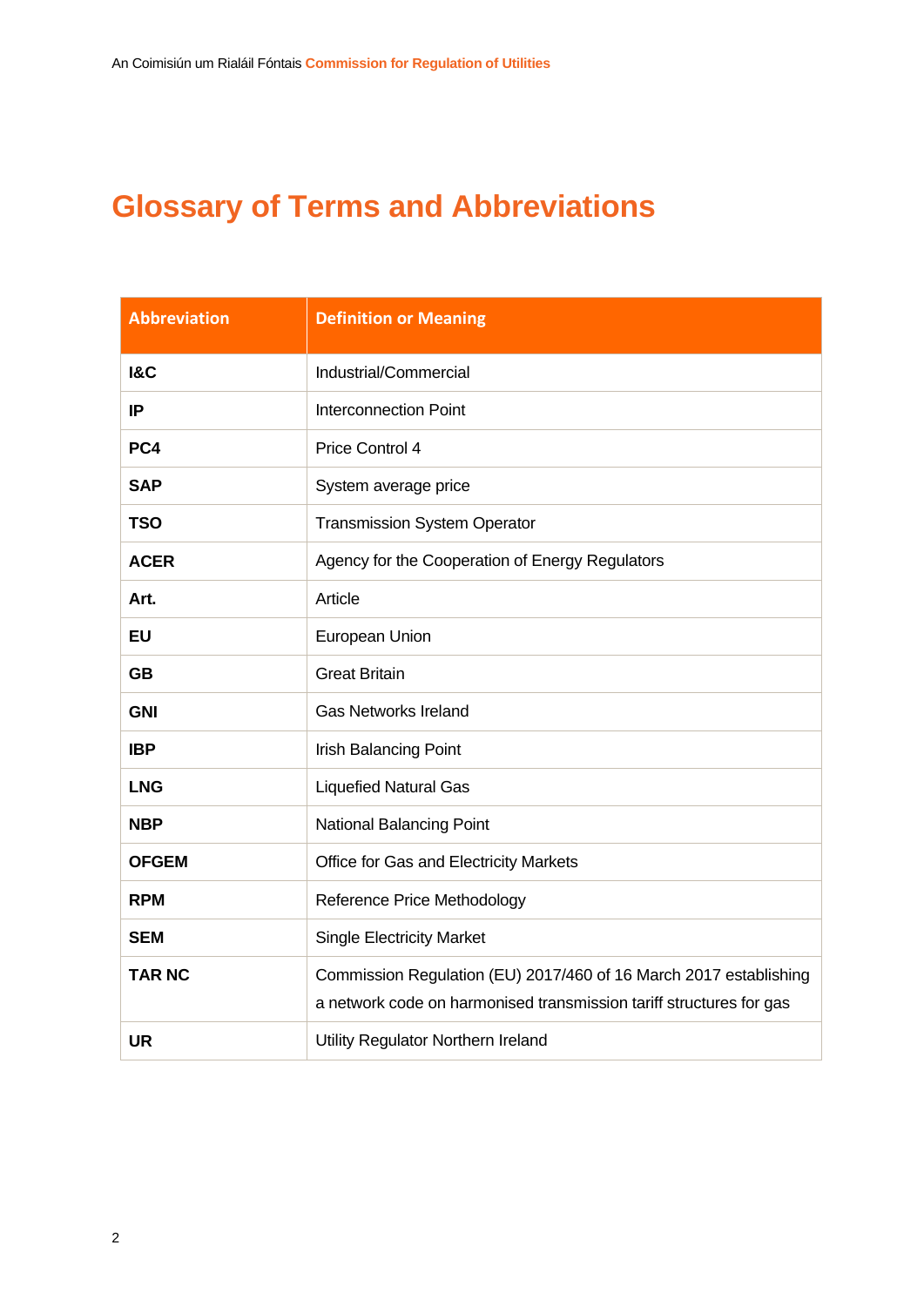# Glossary of Terms and Abbreviations

| Abbreviation | Definition or Meaning |
|---|---|
| **I&C** | Industrial/Commercial |
| **IP** | Interconnection Point |
| **PC4** | Price Control 4 |
| **SAP** | System average price |
| **TSO** | Transmission System Operator |
| **ACER** | Agency for the Cooperation of Energy Regulators |
| **Art.** | Article |
| **EU** | European Union |
| **GB** | Great Britain |
| **GNI** | Gas Networks Ireland |
| **IBP** | Irish Balancing Point |
| **LNG** | Liquefied Natural Gas |
| **NBP** | National Balancing Point |
| **OFGEM** | Office for Gas and Electricity Markets |
| **RPM** | Reference Price Methodology |
| **SEM** | Single Electricity Market |
| **TAR NC** | Commission Regulation (EU) 2017/460 of 16 March 2017 establishing a network code on harmonised transmission tariff structures for gas |
| **UR** | Utility Regulator Northern Ireland |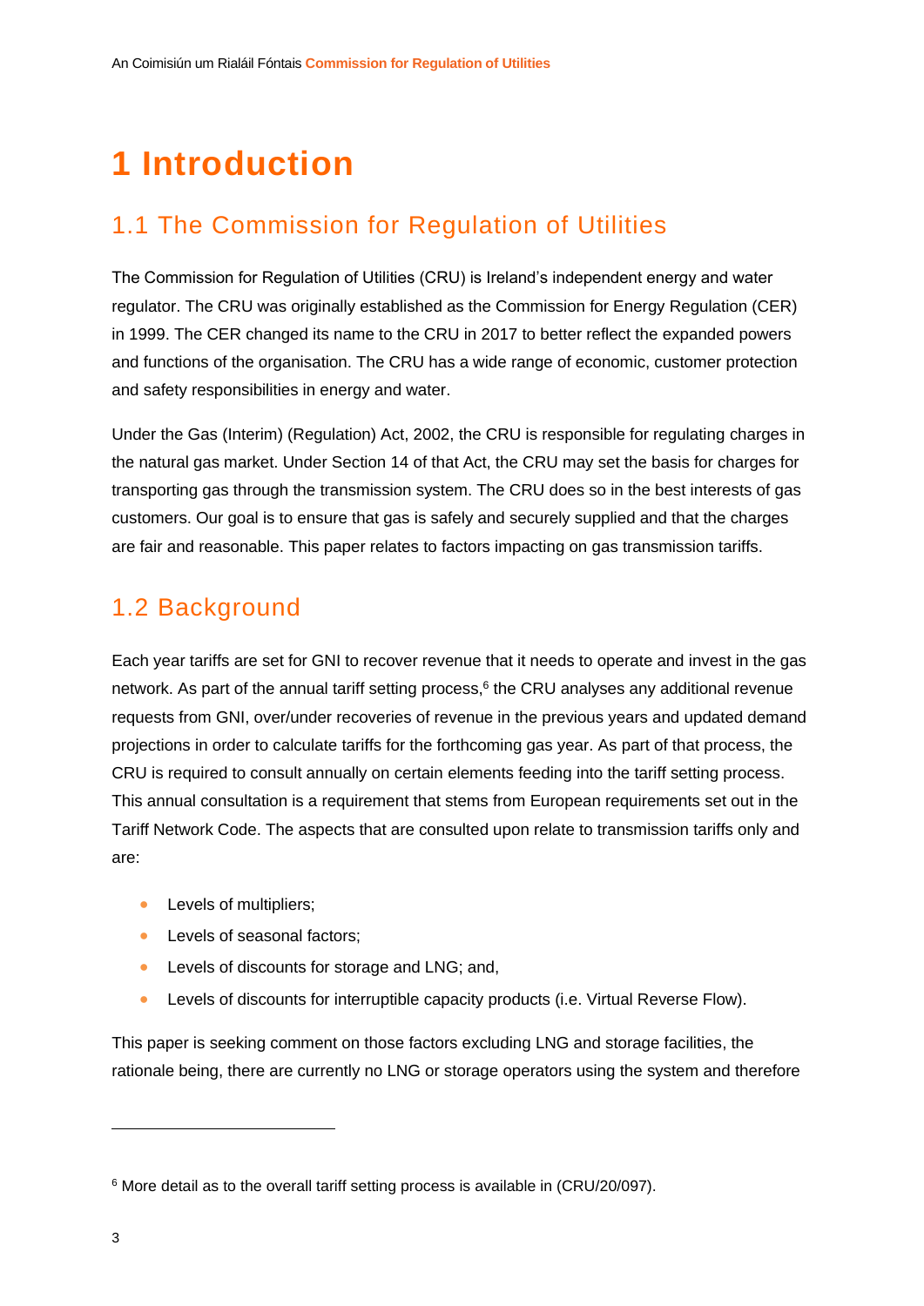# 1 Introduction

## 1.1 The Commission for Regulation of Utilities

The Commission for Regulation of Utilities (CRU) is Ireland's independent energy and water regulator. The CRU was originally established as the Commission for Energy Regulation (CER) in 1999. The CER changed its name to the CRU in 2017 to better reflect the expanded powers and functions of the organisation. The CRU has a wide range of economic, customer protection and safety responsibilities in energy and water.

Under the Gas (Interim) (Regulation) Act, 2002, the CRU is responsible for regulating charges in the natural gas market. Under Section 14 of that Act, the CRU may set the basis for charges for transporting gas through the transmission system. The CRU does so in the best interests of gas customers. Our goal is to ensure that gas is safely and securely supplied and that the charges are fair and reasonable. This paper relates to factors impacting on gas transmission tariffs.

## 1.2 Background

Each year tariffs are set for GNI to recover revenue that it needs to operate and invest in the gas network. As part of the annual tariff setting process,[6] the CRU analyses any additional revenue requests from GNI, over/under recoveries of revenue in the previous years and updated demand projections in order to calculate tariffs for the forthcoming gas year. As part of that process, the CRU is required to consult annually on certain elements feeding into the tariff setting process. This annual consultation is a requirement that stems from European requirements set out in the Tariff Network Code. The aspects that are consulted upon relate to transmission tariffs only and are:

- Levels of multipliers;
- Levels of seasonal factors;
- Levels of discounts for storage and LNG; and,
- Levels of discounts for interruptible capacity products (i.e. Virtual Reverse Flow).

This paper is seeking comment on those factors excluding LNG and storage facilities, the rationale being, there are currently no LNG or storage operators using the system and therefore

[6] More detail as to the overall tariff setting process is available in (CRU/20/097).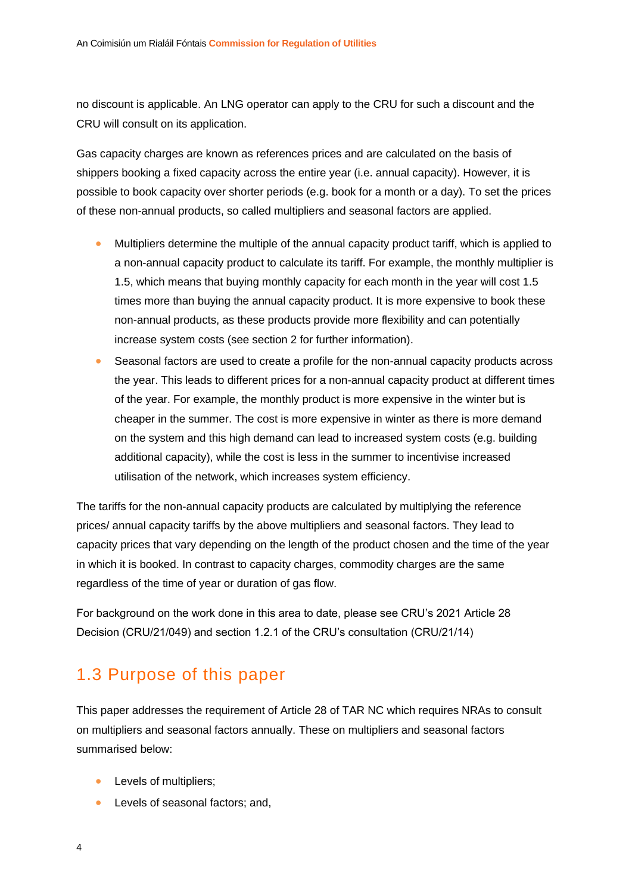no discount is applicable. An LNG operator can apply to the CRU for such a discount and the CRU will consult on its application.

Gas capacity charges are known as references prices and are calculated on the basis of shippers booking a fixed capacity across the entire year (i.e. annual capacity). However, it is possible to book capacity over shorter periods (e.g. book for a month or a day). To set the prices of these non-annual products, so called multipliers and seasonal factors are applied.

- Multipliers determine the multiple of the annual capacity product tariff, which is applied to a non-annual capacity product to calculate its tariff. For example, the monthly multiplier is 1.5, which means that buying monthly capacity for each month in the year will cost 1.5 times more than buying the annual capacity product. It is more expensive to book these non-annual products, as these products provide more flexibility and can potentially increase system costs (see section 2 for further information).
- Seasonal factors are used to create a profile for the non-annual capacity products across the year. This leads to different prices for a non-annual capacity product at different times of the year. For example, the monthly product is more expensive in the winter but is cheaper in the summer. The cost is more expensive in winter as there is more demand on the system and this high demand can lead to increased system costs (e.g. building additional capacity), while the cost is less in the summer to incentivise increased utilisation of the network, which increases system efficiency.

The tariffs for the non-annual capacity products are calculated by multiplying the reference prices/ annual capacity tariffs by the above multipliers and seasonal factors. They lead to capacity prices that vary depending on the length of the product chosen and the time of the year in which it is booked. In contrast to capacity charges, commodity charges are the same regardless of the time of year or duration of gas flow.

For background on the work done in this area to date, please see CRU's 2021 Article 28 Decision (CRU/21/049) and section 1.2.1 of the CRU's consultation (CRU/21/14)

## 1.3 Purpose of this paper

This paper addresses the requirement of Article 28 of TAR NC which requires NRAs to consult on multipliers and seasonal factors annually. These on multipliers and seasonal factors summarised below:

- Levels of multipliers;
- Levels of seasonal factors; and,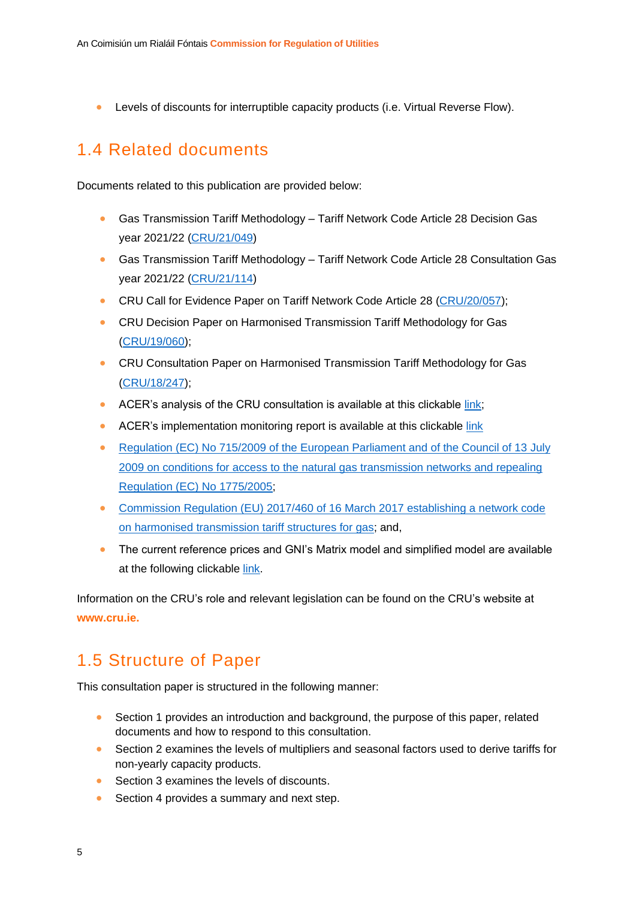- Levels of discounts for interruptible capacity products (i.e. Virtual Reverse Flow).

## 1.4 Related documents

Documents related to this publication are provided below:

- Gas Transmission Tariff Methodology – Tariff Network Code Article 28 Decision Gas year 2021/22 (CRU/21/049)
- Gas Transmission Tariff Methodology – Tariff Network Code Article 28 Consultation Gas year 2021/22 (CRU/21/114)
- CRU Call for Evidence Paper on Tariff Network Code Article 28 (CRU/20/057);
- CRU Decision Paper on Harmonised Transmission Tariff Methodology for Gas (CRU/19/060);
- CRU Consultation Paper on Harmonised Transmission Tariff Methodology for Gas (CRU/18/247);
- ACER's analysis of the CRU consultation is available at this clickable link;
- ACER's implementation monitoring report is available at this clickable link
- Regulation (EC) No 715/2009 of the European Parliament and of the Council of 13 July 2009 on conditions for access to the natural gas transmission networks and repealing Regulation (EC) No 1775/2005;
- Commission Regulation (EU) 2017/460 of 16 March 2017 establishing a network code on harmonised transmission tariff structures for gas; and,
- The current reference prices and GNI's Matrix model and simplified model are available at the following clickable link.

Information on the CRU's role and relevant legislation can be found on the CRU's website at **www.cru.ie.**

## 1.5 Structure of Paper

This consultation paper is structured in the following manner:

- Section 1 provides an introduction and background, the purpose of this paper, related documents and how to respond to this consultation.
- Section 2 examines the levels of multipliers and seasonal factors used to derive tariffs for non-yearly capacity products.
- Section 3 examines the levels of discounts.
- Section 4 provides a summary and next step.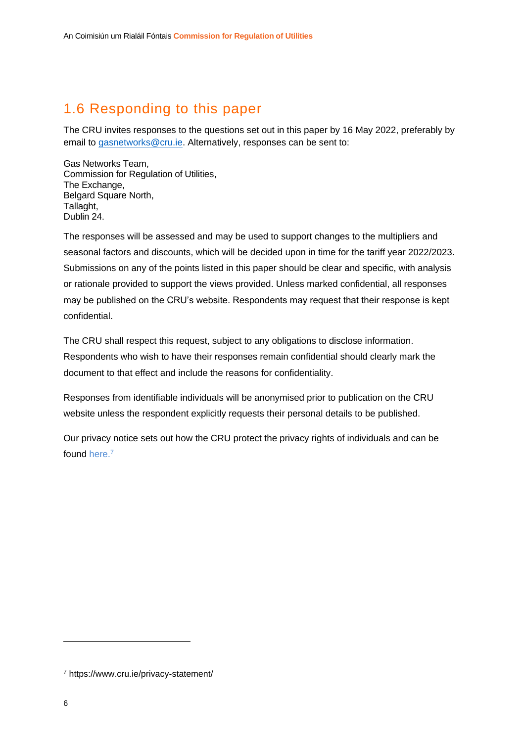## 1.6 Responding to this paper

The CRU invites responses to the questions set out in this paper by 16 May 2022, preferably by email to gasnetworks@cru.ie. Alternatively, responses can be sent to:

Gas Networks Team,
Commission for Regulation of Utilities,
The Exchange,
Belgard Square North,
Tallaght,
Dublin 24.

The responses will be assessed and may be used to support changes to the multipliers and seasonal factors and discounts, which will be decided upon in time for the tariff year 2022/2023. Submissions on any of the points listed in this paper should be clear and specific, with analysis or rationale provided to support the views provided. Unless marked confidential, all responses may be published on the CRU's website. Respondents may request that their response is kept confidential.

The CRU shall respect this request, subject to any obligations to disclose information. Respondents who wish to have their responses remain confidential should clearly mark the document to that effect and include the reasons for confidentiality.

Responses from identifiable individuals will be anonymised prior to publication on the CRU website unless the respondent explicitly requests their personal details to be published.

Our privacy notice sets out how the CRU protect the privacy rights of individuals and can be found here.[7]

---

[7] https://www.cru.ie/privacy-statement/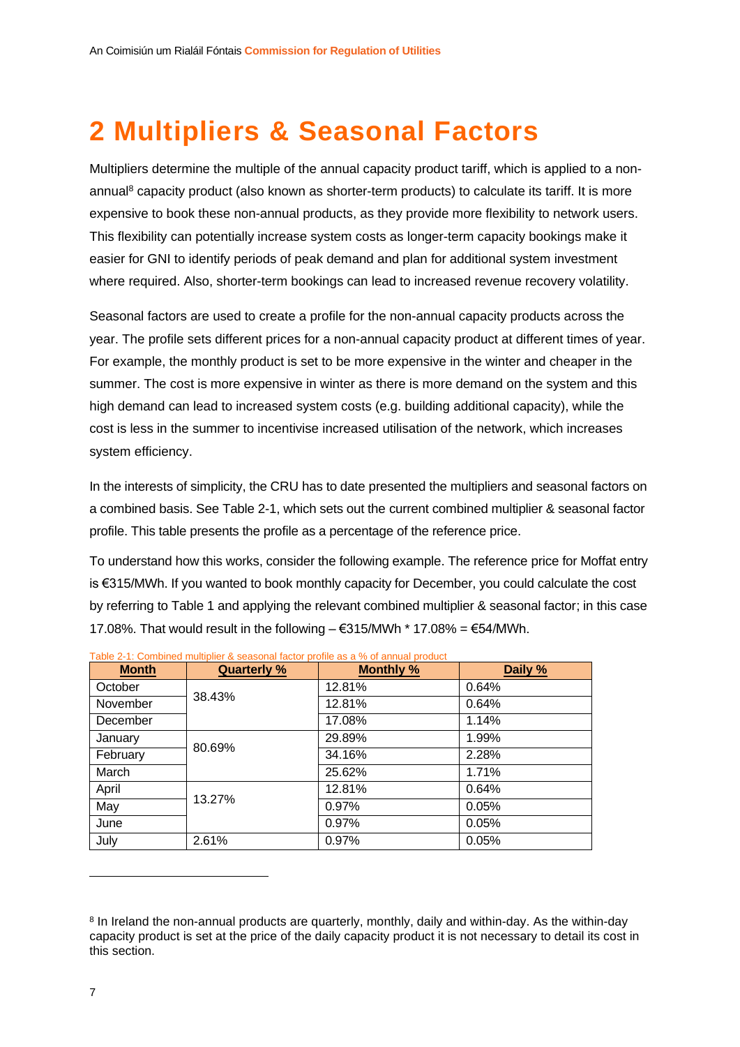# 2 Multipliers & Seasonal Factors

Multipliers determine the multiple of the annual capacity product tariff, which is applied to a non-annual[8] capacity product (also known as shorter-term products) to calculate its tariff. It is more expensive to book these non-annual products, as they provide more flexibility to network users. This flexibility can potentially increase system costs as longer-term capacity bookings make it easier for GNI to identify periods of peak demand and plan for additional system investment where required. Also, shorter-term bookings can lead to increased revenue recovery volatility.

Seasonal factors are used to create a profile for the non-annual capacity products across the year. The profile sets different prices for a non-annual capacity product at different times of year. For example, the monthly product is set to be more expensive in the winter and cheaper in the summer. The cost is more expensive in winter as there is more demand on the system and this high demand can lead to increased system costs (e.g. building additional capacity), while the cost is less in the summer to incentivise increased utilisation of the network, which increases system efficiency.

In the interests of simplicity, the CRU has to date presented the multipliers and seasonal factors on a combined basis. See Table 2-1, which sets out the current combined multiplier & seasonal factor profile. This table presents the profile as a percentage of the reference price.

To understand how this works, consider the following example. The reference price for Moffat entry is €315/MWh. If you wanted to book monthly capacity for December, you could calculate the cost by referring to Table 1 and applying the relevant combined multiplier & seasonal factor; in this case 17.08%. That would result in the following – €315/MWh * 17.08% = €54/MWh.

Table 2-1: Combined multiplier & seasonal factor profile as a % of annual product

| Month | Quarterly % | Monthly % | Daily % |
|---|---|---|---|
| October | 38.43% | 12.81% | 0.64% |
| November | | 12.81% | 0.64% |
| December | | 17.08% | 1.14% |
| January | 80.69% | 29.89% | 1.99% |
| February | | 34.16% | 2.28% |
| March | | 25.62% | 1.71% |
| April | 13.27% | 12.81% | 0.64% |
| May | | 0.97% | 0.05% |
| June | | 0.97% | 0.05% |
| July | 2.61% | 0.97% | 0.05% |

[8] In Ireland the non-annual products are quarterly, monthly, daily and within-day. As the within-day capacity product is set at the price of the daily capacity product it is not necessary to detail its cost in this section.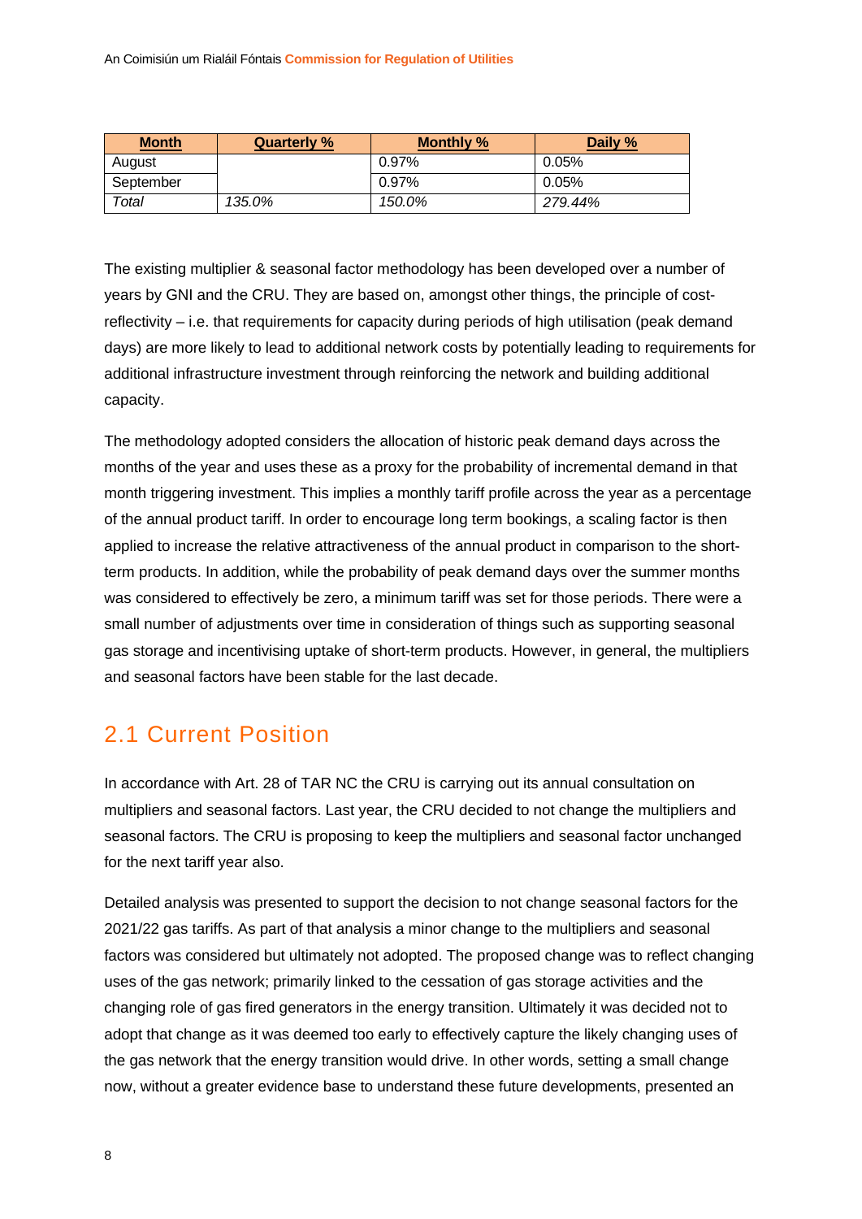| Month | Quarterly % | Monthly % | Daily % |
|---|---|---|---|
| August | | 0.97% | 0.05% |
| September | | 0.97% | 0.05% |
| *Total* | *135.0%* | *150.0%* | *279.44%* |

The existing multiplier & seasonal factor methodology has been developed over a number of years by GNI and the CRU. They are based on, amongst other things, the principle of cost-reflectivity – i.e. that requirements for capacity during periods of high utilisation (peak demand days) are more likely to lead to additional network costs by potentially leading to requirements for additional infrastructure investment through reinforcing the network and building additional capacity.

The methodology adopted considers the allocation of historic peak demand days across the months of the year and uses these as a proxy for the probability of incremental demand in that month triggering investment. This implies a monthly tariff profile across the year as a percentage of the annual product tariff. In order to encourage long term bookings, a scaling factor is then applied to increase the relative attractiveness of the annual product in comparison to the short-term products. In addition, while the probability of peak demand days over the summer months was considered to effectively be zero, a minimum tariff was set for those periods. There were a small number of adjustments over time in consideration of things such as supporting seasonal gas storage and incentivising uptake of short-term products. However, in general, the multipliers and seasonal factors have been stable for the last decade.

## 2.1 Current Position

In accordance with Art. 28 of TAR NC the CRU is carrying out its annual consultation on multipliers and seasonal factors. Last year, the CRU decided to not change the multipliers and seasonal factors. The CRU is proposing to keep the multipliers and seasonal factor unchanged for the next tariff year also.

Detailed analysis was presented to support the decision to not change seasonal factors for the 2021/22 gas tariffs. As part of that analysis a minor change to the multipliers and seasonal factors was considered but ultimately not adopted. The proposed change was to reflect changing uses of the gas network; primarily linked to the cessation of gas storage activities and the changing role of gas fired generators in the energy transition. Ultimately it was decided not to adopt that change as it was deemed too early to effectively capture the likely changing uses of the gas network that the energy transition would drive. In other words, setting a small change now, without a greater evidence base to understand these future developments, presented an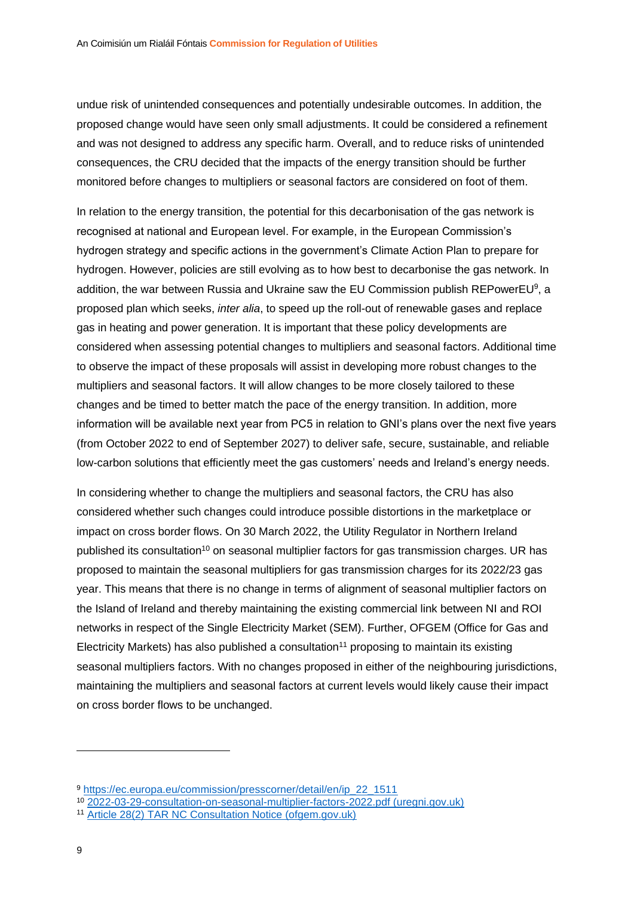undue risk of unintended consequences and potentially undesirable outcomes. In addition, the proposed change would have seen only small adjustments. It could be considered a refinement and was not designed to address any specific harm. Overall, and to reduce risks of unintended consequences, the CRU decided that the impacts of the energy transition should be further monitored before changes to multipliers or seasonal factors are considered on foot of them.

In relation to the energy transition, the potential for this decarbonisation of the gas network is recognised at national and European level. For example, in the European Commission's hydrogen strategy and specific actions in the government's Climate Action Plan to prepare for hydrogen. However, policies are still evolving as to how best to decarbonise the gas network. In addition, the war between Russia and Ukraine saw the EU Commission publish REPowerEU[9], a proposed plan which seeks, *inter alia*, to speed up the roll-out of renewable gases and replace gas in heating and power generation. It is important that these policy developments are considered when assessing potential changes to multipliers and seasonal factors. Additional time to observe the impact of these proposals will assist in developing more robust changes to the multipliers and seasonal factors. It will allow changes to be more closely tailored to these changes and be timed to better match the pace of the energy transition. In addition, more information will be available next year from PC5 in relation to GNI's plans over the next five years (from October 2022 to end of September 2027) to deliver safe, secure, sustainable, and reliable low-carbon solutions that efficiently meet the gas customers' needs and Ireland's energy needs.

In considering whether to change the multipliers and seasonal factors, the CRU has also considered whether such changes could introduce possible distortions in the marketplace or impact on cross border flows. On 30 March 2022, the Utility Regulator in Northern Ireland published its consultation[10] on seasonal multiplier factors for gas transmission charges. UR has proposed to maintain the seasonal multipliers for gas transmission charges for its 2022/23 gas year. This means that there is no change in terms of alignment of seasonal multiplier factors on the Island of Ireland and thereby maintaining the existing commercial link between NI and ROI networks in respect of the Single Electricity Market (SEM). Further, OFGEM (Office for Gas and Electricity Markets) has also published a consultation[11] proposing to maintain its existing seasonal multipliers factors. With no changes proposed in either of the neighbouring jurisdictions, maintaining the multipliers and seasonal factors at current levels would likely cause their impact on cross border flows to be unchanged.

---

[9] https://ec.europa.eu/commission/presscorner/detail/en/ip_22_1511

[10] 2022-03-29-consultation-on-seasonal-multiplier-factors-2022.pdf (uregni.gov.uk)

[11] Article 28(2) TAR NC Consultation Notice (ofgem.gov.uk)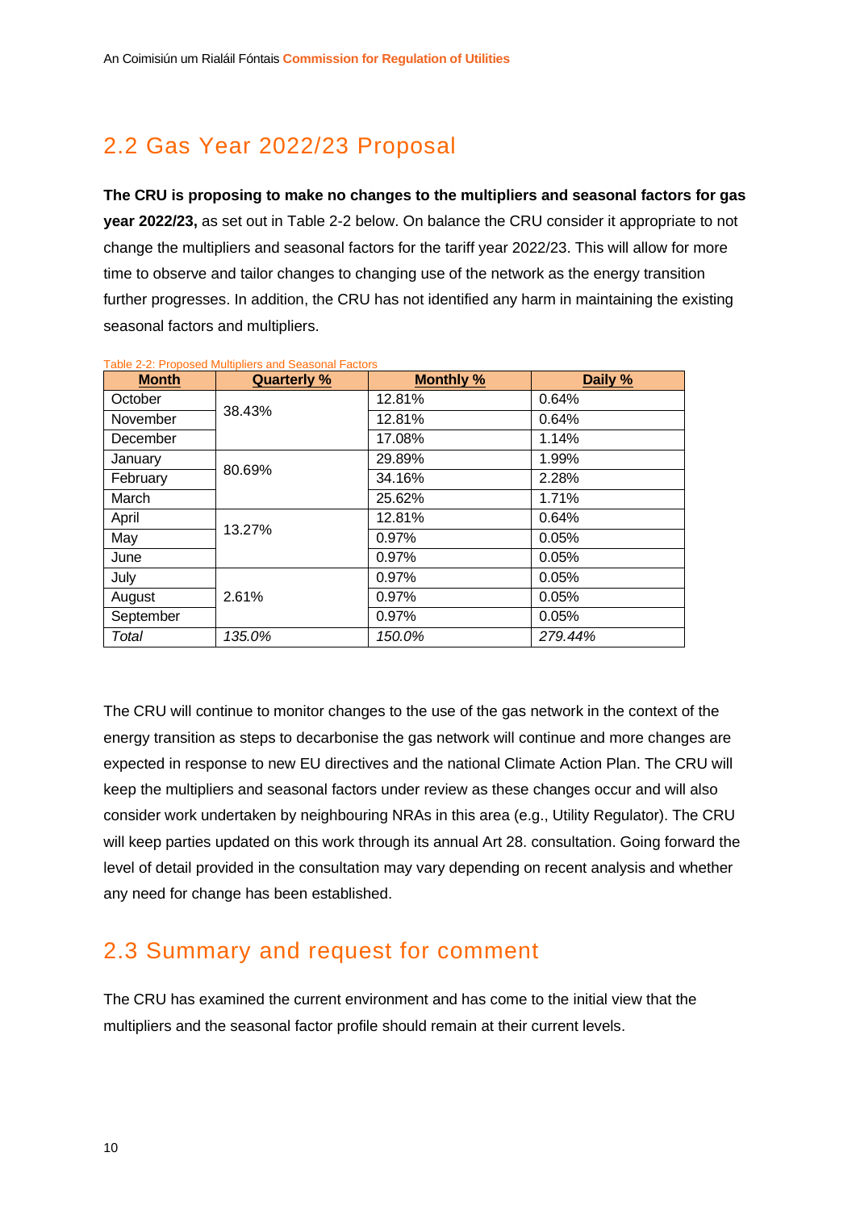## 2.2 Gas Year 2022/23 Proposal

**The CRU is proposing to make no changes to the multipliers and seasonal factors for gas year 2022/23,** as set out in Table 2-2 below. On balance the CRU consider it appropriate to not change the multipliers and seasonal factors for the tariff year 2022/23. This will allow for more time to observe and tailor changes to changing use of the network as the energy transition further progresses. In addition, the CRU has not identified any harm in maintaining the existing seasonal factors and multipliers.

Table 2-2: Proposed Multipliers and Seasonal Factors

| Month | Quarterly % | Monthly % | Daily % |
|---|---|---|---|
| October | 38.43% | 12.81% | 0.64% |
| November | | 12.81% | 0.64% |
| December | | 17.08% | 1.14% |
| January | 80.69% | 29.89% | 1.99% |
| February | | 34.16% | 2.28% |
| March | | 25.62% | 1.71% |
| April | 13.27% | 12.81% | 0.64% |
| May | | 0.97% | 0.05% |
| June | | 0.97% | 0.05% |
| July | 2.61% | 0.97% | 0.05% |
| August | | 0.97% | 0.05% |
| September | | 0.97% | 0.05% |
| *Total* | *135.0%* | *150.0%* | *279.44%* |

The CRU will continue to monitor changes to the use of the gas network in the context of the energy transition as steps to decarbonise the gas network will continue and more changes are expected in response to new EU directives and the national Climate Action Plan. The CRU will keep the multipliers and seasonal factors under review as these changes occur and will also consider work undertaken by neighbouring NRAs in this area (e.g., Utility Regulator). The CRU will keep parties updated on this work through its annual Art 28. consultation. Going forward the level of detail provided in the consultation may vary depending on recent analysis and whether any need for change has been established.

## 2.3 Summary and request for comment

The CRU has examined the current environment and has come to the initial view that the multipliers and the seasonal factor profile should remain at their current levels.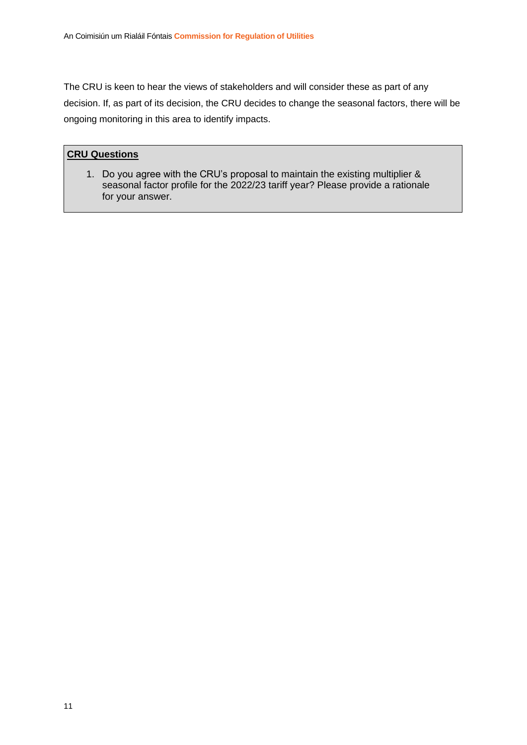The CRU is keen to hear the views of stakeholders and will consider these as part of any decision. If, as part of its decision, the CRU decides to change the seasonal factors, there will be ongoing monitoring in this area to identify impacts.

**CRU Questions**

1. Do you agree with the CRU's proposal to maintain the existing multiplier & seasonal factor profile for the 2022/23 tariff year? Please provide a rationale for your answer.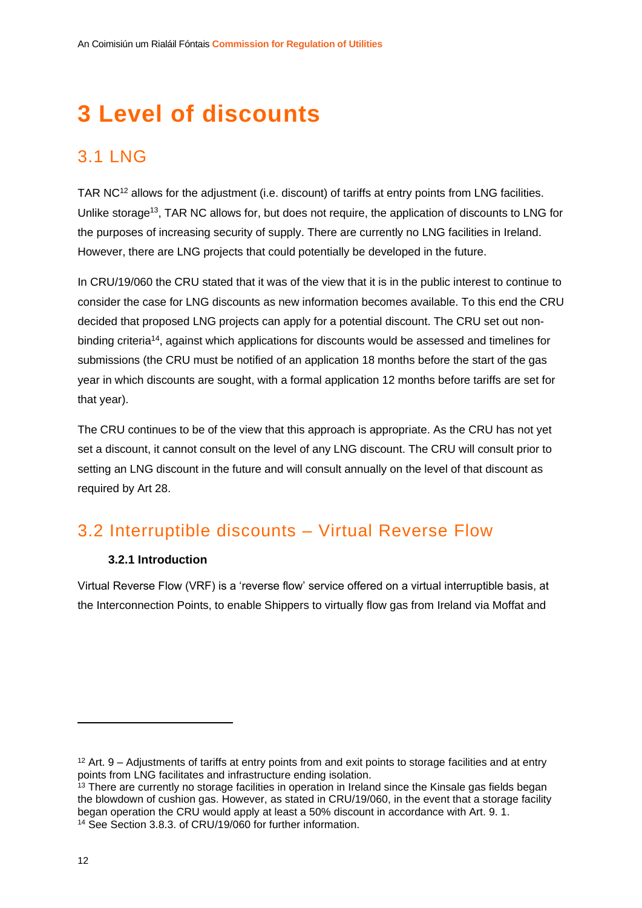# 3 Level of discounts

## 3.1 LNG

TAR NC[12] allows for the adjustment (i.e. discount) of tariffs at entry points from LNG facilities. Unlike storage[13], TAR NC allows for, but does not require, the application of discounts to LNG for the purposes of increasing security of supply. There are currently no LNG facilities in Ireland. However, there are LNG projects that could potentially be developed in the future.

In CRU/19/060 the CRU stated that it was of the view that it is in the public interest to continue to consider the case for LNG discounts as new information becomes available. To this end the CRU decided that proposed LNG projects can apply for a potential discount. The CRU set out non-binding criteria[14], against which applications for discounts would be assessed and timelines for submissions (the CRU must be notified of an application 18 months before the start of the gas year in which discounts are sought, with a formal application 12 months before tariffs are set for that year).

The CRU continues to be of the view that this approach is appropriate. As the CRU has not yet set a discount, it cannot consult on the level of any LNG discount. The CRU will consult prior to setting an LNG discount in the future and will consult annually on the level of that discount as required by Art 28.

## 3.2 Interruptible discounts – Virtual Reverse Flow

### 3.2.1 Introduction

Virtual Reverse Flow (VRF) is a 'reverse flow' service offered on a virtual interruptible basis, at the Interconnection Points, to enable Shippers to virtually flow gas from Ireland via Moffat and

---

[12] Art. 9 – Adjustments of tariffs at entry points from and exit points to storage facilities and at entry points from LNG facilitates and infrastructure ending isolation.

[13] There are currently no storage facilities in operation in Ireland since the Kinsale gas fields began the blowdown of cushion gas. However, as stated in CRU/19/060, in the event that a storage facility began operation the CRU would apply at least a 50% discount in accordance with Art. 9. 1.

[14] See Section 3.8.3. of CRU/19/060 for further information.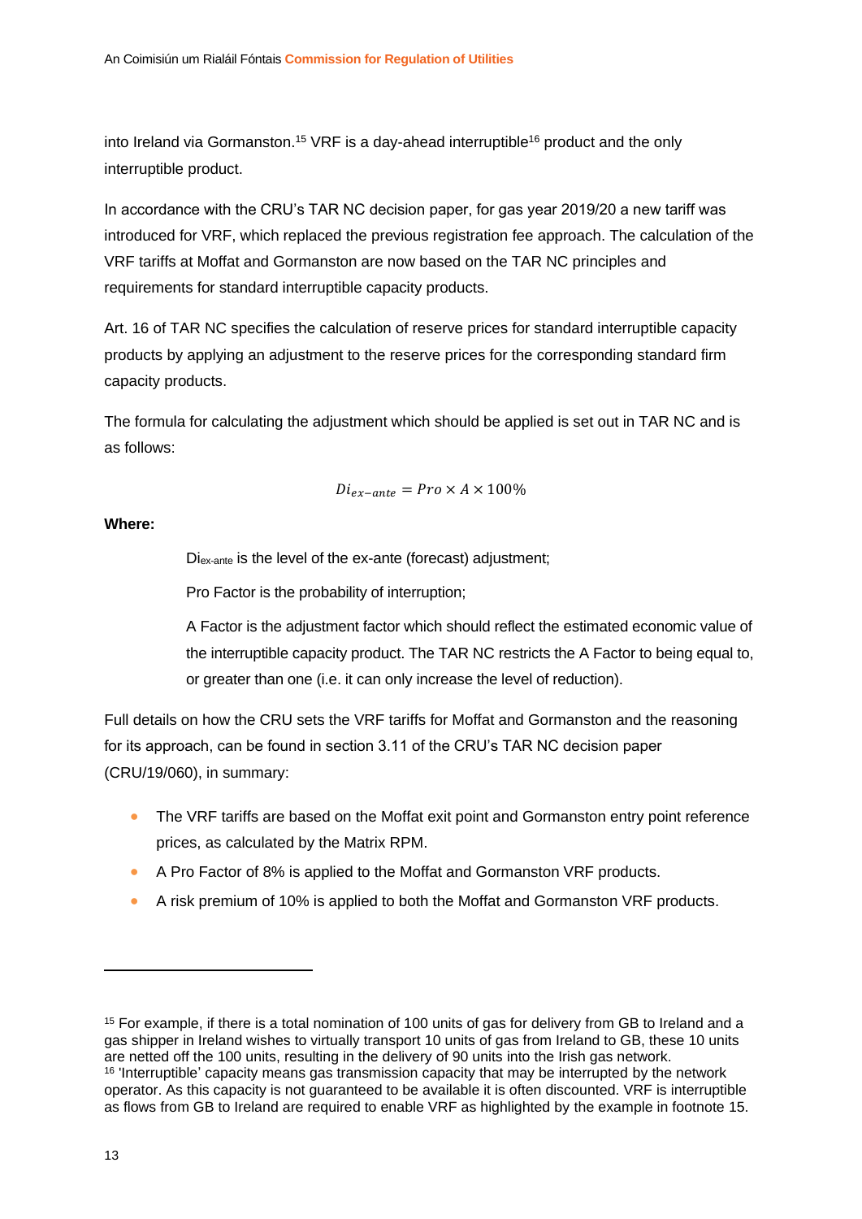into Ireland via Gormanston.[15] VRF is a day-ahead interruptible[16] product and the only interruptible product.

In accordance with the CRU's TAR NC decision paper, for gas year 2019/20 a new tariff was introduced for VRF, which replaced the previous registration fee approach. The calculation of the VRF tariffs at Moffat and Gormanston are now based on the TAR NC principles and requirements for standard interruptible capacity products.

Art. 16 of TAR NC specifies the calculation of reserve prices for standard interruptible capacity products by applying an adjustment to the reserve prices for the corresponding standard firm capacity products.

The formula for calculating the adjustment which should be applied is set out in TAR NC and is as follows:

$$Di_{ex-ante} = Pro \times A \times 100\%$$

**Where:**

$Di_{ex\text{-}ante}$ is the level of the ex-ante (forecast) adjustment;

Pro Factor is the probability of interruption;

A Factor is the adjustment factor which should reflect the estimated economic value of the interruptible capacity product. The TAR NC restricts the A Factor to being equal to, or greater than one (i.e. it can only increase the level of reduction).

Full details on how the CRU sets the VRF tariffs for Moffat and Gormanston and the reasoning for its approach, can be found in section 3.11 of the CRU's TAR NC decision paper (CRU/19/060), in summary:

- The VRF tariffs are based on the Moffat exit point and Gormanston entry point reference prices, as calculated by the Matrix RPM.
- A Pro Factor of 8% is applied to the Moffat and Gormanston VRF products.
- A risk premium of 10% is applied to both the Moffat and Gormanston VRF products.

---

[15] For example, if there is a total nomination of 100 units of gas for delivery from GB to Ireland and a gas shipper in Ireland wishes to virtually transport 10 units of gas from Ireland to GB, these 10 units are netted off the 100 units, resulting in the delivery of 90 units into the Irish gas network.

[16] 'Interruptible' capacity means gas transmission capacity that may be interrupted by the network operator. As this capacity is not guaranteed to be available it is often discounted. VRF is interruptible as flows from GB to Ireland are required to enable VRF as highlighted by the example in footnote 15.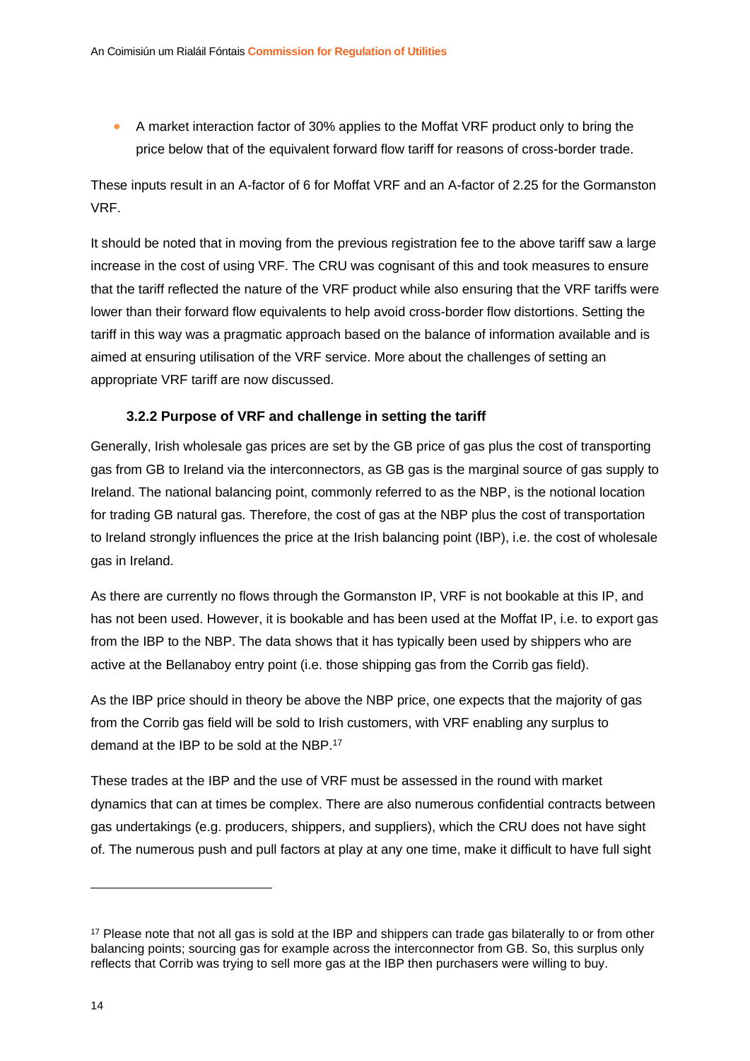- A market interaction factor of 30% applies to the Moffat VRF product only to bring the price below that of the equivalent forward flow tariff for reasons of cross-border trade.

These inputs result in an A-factor of 6 for Moffat VRF and an A-factor of 2.25 for the Gormanston VRF.

It should be noted that in moving from the previous registration fee to the above tariff saw a large increase in the cost of using VRF. The CRU was cognisant of this and took measures to ensure that the tariff reflected the nature of the VRF product while also ensuring that the VRF tariffs were lower than their forward flow equivalents to help avoid cross-border flow distortions. Setting the tariff in this way was a pragmatic approach based on the balance of information available and is aimed at ensuring utilisation of the VRF service. More about the challenges of setting an appropriate VRF tariff are now discussed.

### 3.2.2 Purpose of VRF and challenge in setting the tariff

Generally, Irish wholesale gas prices are set by the GB price of gas plus the cost of transporting gas from GB to Ireland via the interconnectors, as GB gas is the marginal source of gas supply to Ireland. The national balancing point, commonly referred to as the NBP, is the notional location for trading GB natural gas. Therefore, the cost of gas at the NBP plus the cost of transportation to Ireland strongly influences the price at the Irish balancing point (IBP), i.e. the cost of wholesale gas in Ireland.

As there are currently no flows through the Gormanston IP, VRF is not bookable at this IP, and has not been used. However, it is bookable and has been used at the Moffat IP, i.e. to export gas from the IBP to the NBP. The data shows that it has typically been used by shippers who are active at the Bellanaboy entry point (i.e. those shipping gas from the Corrib gas field).

As the IBP price should in theory be above the NBP price, one expects that the majority of gas from the Corrib gas field will be sold to Irish customers, with VRF enabling any surplus to demand at the IBP to be sold at the NBP.[17]

These trades at the IBP and the use of VRF must be assessed in the round with market dynamics that can at times be complex. There are also numerous confidential contracts between gas undertakings (e.g. producers, shippers, and suppliers), which the CRU does not have sight of. The numerous push and pull factors at play at any one time, make it difficult to have full sight

[17] Please note that not all gas is sold at the IBP and shippers can trade gas bilaterally to or from other balancing points; sourcing gas for example across the interconnector from GB. So, this surplus only reflects that Corrib was trying to sell more gas at the IBP then purchasers were willing to buy.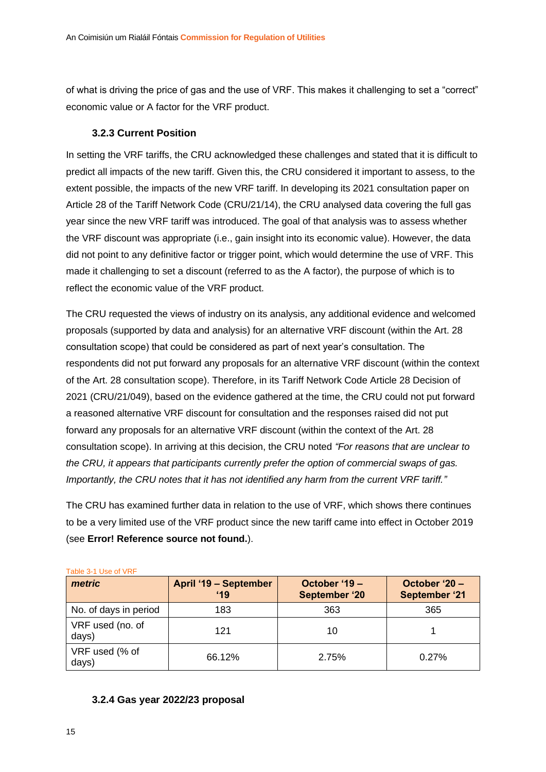of what is driving the price of gas and the use of VRF. This makes it challenging to set a "correct" economic value or A factor for the VRF product.

### 3.2.3 Current Position

In setting the VRF tariffs, the CRU acknowledged these challenges and stated that it is difficult to predict all impacts of the new tariff. Given this, the CRU considered it important to assess, to the extent possible, the impacts of the new VRF tariff. In developing its 2021 consultation paper on Article 28 of the Tariff Network Code (CRU/21/14), the CRU analysed data covering the full gas year since the new VRF tariff was introduced. The goal of that analysis was to assess whether the VRF discount was appropriate (i.e., gain insight into its economic value). However, the data did not point to any definitive factor or trigger point, which would determine the use of VRF. This made it challenging to set a discount (referred to as the A factor), the purpose of which is to reflect the economic value of the VRF product.

The CRU requested the views of industry on its analysis, any additional evidence and welcomed proposals (supported by data and analysis) for an alternative VRF discount (within the Art. 28 consultation scope) that could be considered as part of next year's consultation. The respondents did not put forward any proposals for an alternative VRF discount (within the context of the Art. 28 consultation scope). Therefore, in its Tariff Network Code Article 28 Decision of 2021 (CRU/21/049), based on the evidence gathered at the time, the CRU could not put forward a reasoned alternative VRF discount for consultation and the responses raised did not put forward any proposals for an alternative VRF discount (within the context of the Art. 28 consultation scope). In arriving at this decision, the CRU noted *"For reasons that are unclear to the CRU, it appears that participants currently prefer the option of commercial swaps of gas. Importantly, the CRU notes that it has not identified any harm from the current VRF tariff."*

The CRU has examined further data in relation to the use of VRF, which shows there continues to be a very limited use of the VRF product since the new tariff came into effect in October 2019 (see **Error! Reference source not found.**).

Table 3-1 Use of VRF

| *metric* | April '19 – September '19 | October '19 – September '20 | October '20 – September '21 |
|---|---|---|---|
| No. of days in period | 183 | 363 | 365 |
| VRF used (no. of days) | 121 | 10 | 1 |
| VRF used (% of days) | 66.12% | 2.75% | 0.27% |

### 3.2.4 Gas year 2022/23 proposal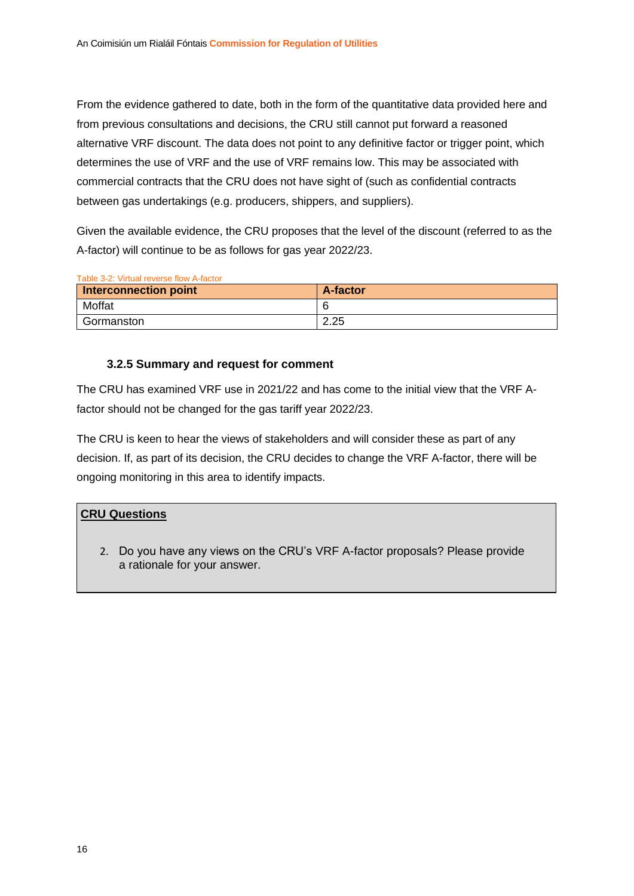From the evidence gathered to date, both in the form of the quantitative data provided here and from previous consultations and decisions, the CRU still cannot put forward a reasoned alternative VRF discount. The data does not point to any definitive factor or trigger point, which determines the use of VRF and the use of VRF remains low. This may be associated with commercial contracts that the CRU does not have sight of (such as confidential contracts between gas undertakings (e.g. producers, shippers, and suppliers).

Given the available evidence, the CRU proposes that the level of the discount (referred to as the A-factor) will continue to be as follows for gas year 2022/23.

Table 3-2: Virtual reverse flow A-factor

| Interconnection point | A-factor |
| --- | --- |
| Moffat | 6 |
| Gormanston | 2.25 |

### 3.2.5 Summary and request for comment

The CRU has examined VRF use in 2021/22 and has come to the initial view that the VRF A-factor should not be changed for the gas tariff year 2022/23.

The CRU is keen to hear the views of stakeholders and will consider these as part of any decision. If, as part of its decision, the CRU decides to change the VRF A-factor, there will be ongoing monitoring in this area to identify impacts.

**CRU Questions**

2. Do you have any views on the CRU's VRF A-factor proposals? Please provide a rationale for your answer.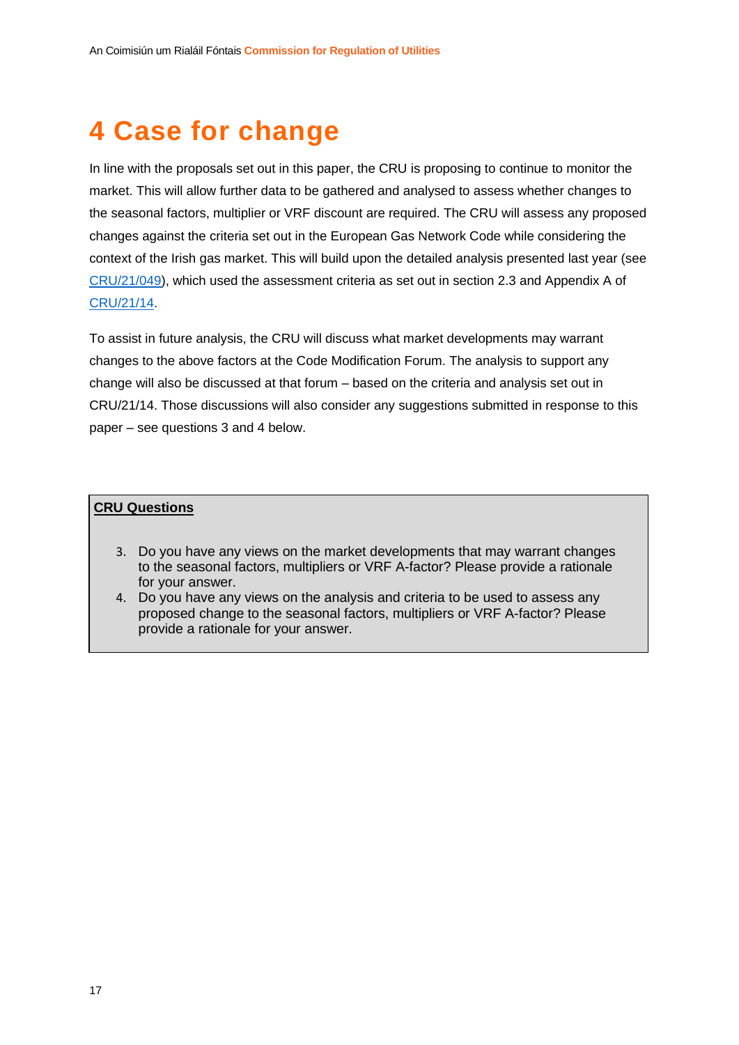# 4 Case for change

In line with the proposals set out in this paper, the CRU is proposing to continue to monitor the market. This will allow further data to be gathered and analysed to assess whether changes to the seasonal factors, multiplier or VRF discount are required. The CRU will assess any proposed changes against the criteria set out in the European Gas Network Code while considering the context of the Irish gas market. This will build upon the detailed analysis presented last year (see CRU/21/049), which used the assessment criteria as set out in section 2.3 and Appendix A of CRU/21/14.

To assist in future analysis, the CRU will discuss what market developments may warrant changes to the above factors at the Code Modification Forum. The analysis to support any change will also be discussed at that forum – based on the criteria and analysis set out in CRU/21/14. Those discussions will also consider any suggestions submitted in response to this paper – see questions 3 and 4 below.

**CRU Questions**

3. Do you have any views on the market developments that may warrant changes to the seasonal factors, multipliers or VRF A-factor? Please provide a rationale for your answer.
4. Do you have any views on the analysis and criteria to be used to assess any proposed change to the seasonal factors, multipliers or VRF A-factor? Please provide a rationale for your answer.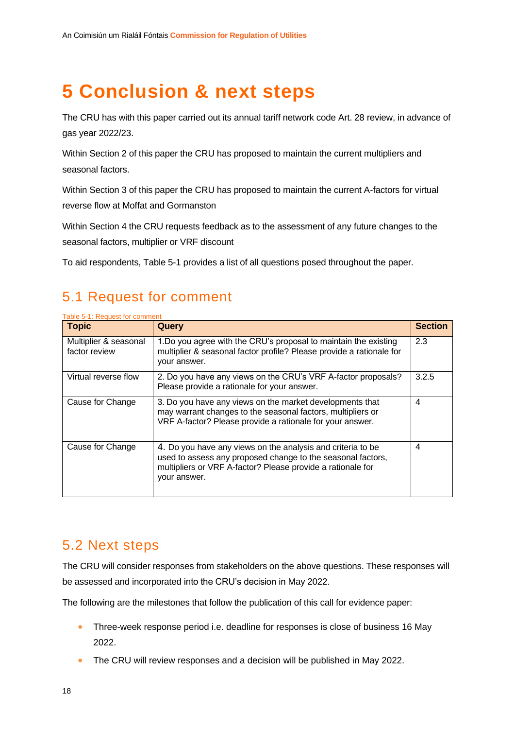# 5 Conclusion & next steps

The CRU has with this paper carried out its annual tariff network code Art. 28 review, in advance of gas year 2022/23.

Within Section 2 of this paper the CRU has proposed to maintain the current multipliers and seasonal factors.

Within Section 3 of this paper the CRU has proposed to maintain the current A-factors for virtual reverse flow at Moffat and Gormanston

Within Section 4 the CRU requests feedback as to the assessment of any future changes to the seasonal factors, multiplier or VRF discount

To aid respondents, Table 5-1 provides a list of all questions posed throughout the paper.

## 5.1 Request for comment

Table 5-1: Request for comment

| Topic | Query | Section |
|---|---|---|
| Multiplier & seasonal factor review | 1.Do you agree with the CRU's proposal to maintain the existing multiplier & seasonal factor profile? Please provide a rationale for your answer. | 2.3 |
| Virtual reverse flow | 2. Do you have any views on the CRU's VRF A-factor proposals? Please provide a rationale for your answer. | 3.2.5 |
| Cause for Change | 3. Do you have any views on the market developments that may warrant changes to the seasonal factors, multipliers or VRF A-factor? Please provide a rationale for your answer. | 4 |
| Cause for Change | 4. Do you have any views on the analysis and criteria to be used to assess any proposed change to the seasonal factors, multipliers or VRF A-factor? Please provide a rationale for your answer. | 4 |

## 5.2 Next steps

The CRU will consider responses from stakeholders on the above questions. These responses will be assessed and incorporated into the CRU's decision in May 2022.

The following are the milestones that follow the publication of this call for evidence paper:

- Three-week response period i.e. deadline for responses is close of business 16 May 2022.
- The CRU will review responses and a decision will be published in May 2022.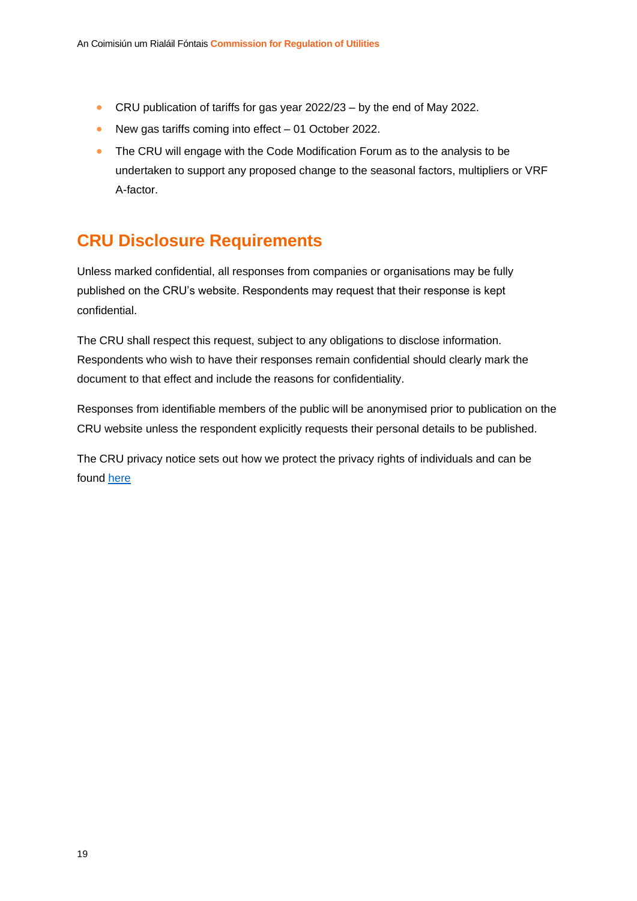- CRU publication of tariffs for gas year 2022/23 – by the end of May 2022.
- New gas tariffs coming into effect – 01 October 2022.
- The CRU will engage with the Code Modification Forum as to the analysis to be undertaken to support any proposed change to the seasonal factors, multipliers or VRF A-factor.

## CRU Disclosure Requirements

Unless marked confidential, all responses from companies or organisations may be fully published on the CRU's website. Respondents may request that their response is kept confidential.

The CRU shall respect this request, subject to any obligations to disclose information. Respondents who wish to have their responses remain confidential should clearly mark the document to that effect and include the reasons for confidentiality.

Responses from identifiable members of the public will be anonymised prior to publication on the CRU website unless the respondent explicitly requests their personal details to be published.

The CRU privacy notice sets out how we protect the privacy rights of individuals and can be found here